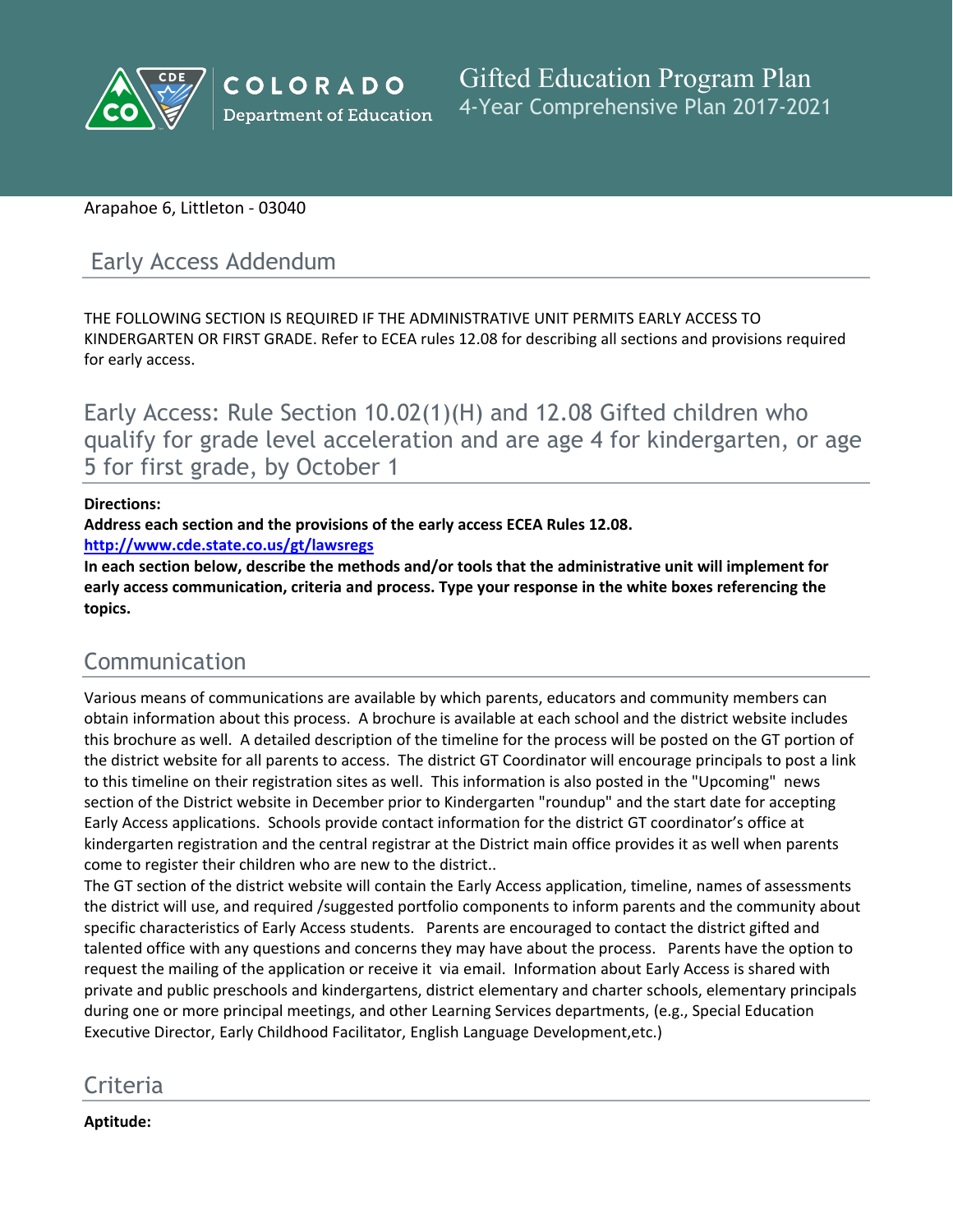COLORADO Department of Education

# Gifted Education Program Plan
4-Year Comprehensive Plan 2017-2021

Arapahoe 6, Littleton - 03040

## Early Access Addendum

THE FOLLOWING SECTION IS REQUIRED IF THE ADMINISTRATIVE UNIT PERMITS EARLY ACCESS TO KINDERGARTEN OR FIRST GRADE. Refer to ECEA rules 12.08 for describing all sections and provisions required for early access.

## Early Access: Rule Section 10.02(1)(H) and 12.08 Gifted children who qualify for grade level acceleration and are age 4 for kindergarten, or age 5 for first grade, by October 1

**Directions:**
**Address each section and the provisions of the early access ECEA Rules 12.08.**
**[http://www.cde.state.co.us/gt/lawsregs](http://www.cde.state.co.us/gt/lawsregs)**
**In each section below, describe the methods and/or tools that the administrative unit will implement for early access communication, criteria and process. Type your response in the white boxes referencing the topics.**

## Communication

Various means of communications are available by which parents, educators and community members can obtain information about this process. A brochure is available at each school and the district website includes this brochure as well. A detailed description of the timeline for the process will be posted on the GT portion of the district website for all parents to access. The district GT Coordinator will encourage principals to post a link to this timeline on their registration sites as well. This information is also posted in the "Upcoming" news section of the District website in December prior to Kindergarten "roundup" and the start date for accepting Early Access applications. Schools provide contact information for the district GT coordinator's office at kindergarten registration and the central registrar at the District main office provides it as well when parents come to register their children who are new to the district..
The GT section of the district website will contain the Early Access application, timeline, names of assessments the district will use, and required /suggested portfolio components to inform parents and the community about specific characteristics of Early Access students. Parents are encouraged to contact the district gifted and talented office with any questions and concerns they may have about the process. Parents have the option to request the mailing of the application or receive it via email. Information about Early Access is shared with private and public preschools and kindergartens, district elementary and charter schools, elementary principals during one or more principal meetings, and other Learning Services departments, (e.g., Special Education Executive Director, Early Childhood Facilitator, English Language Development,etc.)

## Criteria

**Aptitude:**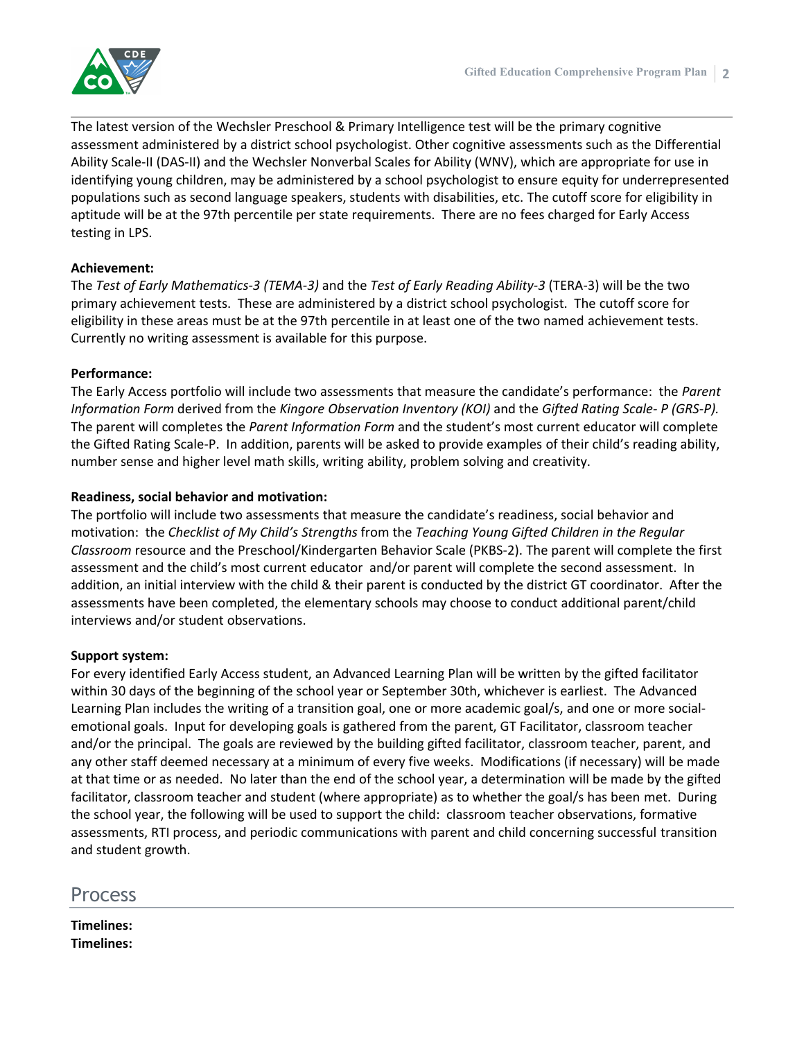The latest version of the Wechsler Preschool & Primary Intelligence test will be the primary cognitive assessment administered by a district school psychologist. Other cognitive assessments such as the Differential Ability Scale-II (DAS-II) and the Wechsler Nonverbal Scales for Ability (WNV), which are appropriate for use in identifying young children, may be administered by a school psychologist to ensure equity for underrepresented populations such as second language speakers, students with disabilities, etc. The cutoff score for eligibility in aptitude will be at the 97th percentile per state requirements. There are no fees charged for Early Access testing in LPS.

**Achievement:**
The *Test of Early Mathematics-3 (TEMA-3)* and the *Test of Early Reading Ability-3* (TERA-3) will be the two primary achievement tests. These are administered by a district school psychologist. The cutoff score for eligibility in these areas must be at the 97th percentile in at least one of the two named achievement tests. Currently no writing assessment is available for this purpose.

**Performance:**
The Early Access portfolio will include two assessments that measure the candidate's performance: the *Parent Information Form* derived from the *Kingore Observation Inventory (KOI)* and the *Gifted Rating Scale- P (GRS-P).* The parent will completes the *Parent Information Form* and the student's most current educator will complete the Gifted Rating Scale-P. In addition, parents will be asked to provide examples of their child's reading ability, number sense and higher level math skills, writing ability, problem solving and creativity.

**Readiness, social behavior and motivation:**
The portfolio will include two assessments that measure the candidate's readiness, social behavior and motivation: the *Checklist of My Child's Strengths* from the *Teaching Young Gifted Children in the Regular Classroom* resource and the Preschool/Kindergarten Behavior Scale (PKBS-2). The parent will complete the first assessment and the child's most current educator and/or parent will complete the second assessment. In addition, an initial interview with the child & their parent is conducted by the district GT coordinator. After the assessments have been completed, the elementary schools may choose to conduct additional parent/child interviews and/or student observations.

**Support system:**
For every identified Early Access student, an Advanced Learning Plan will be written by the gifted facilitator within 30 days of the beginning of the school year or September 30th, whichever is earliest. The Advanced Learning Plan includes the writing of a transition goal, one or more academic goal/s, and one or more social-emotional goals. Input for developing goals is gathered from the parent, GT Facilitator, classroom teacher and/or the principal. The goals are reviewed by the building gifted facilitator, classroom teacher, parent, and any other staff deemed necessary at a minimum of every five weeks. Modifications (if necessary) will be made at that time or as needed. No later than the end of the school year, a determination will be made by the gifted facilitator, classroom teacher and student (where appropriate) as to whether the goal/s has been met. During the school year, the following will be used to support the child: classroom teacher observations, formative assessments, RTI process, and periodic communications with parent and child concerning successful transition and student growth.

## Process

**Timelines:**
**Timelines:**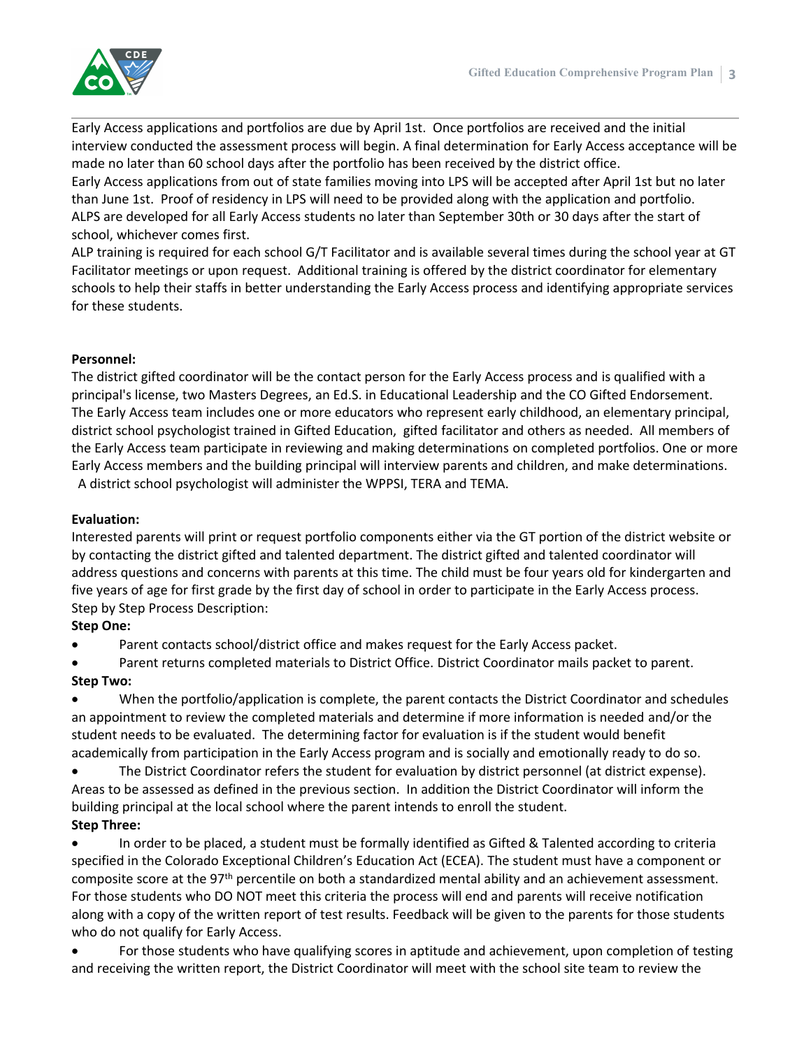Early Access applications and portfolios are due by April 1st. Once portfolios are received and the initial interview conducted the assessment process will begin. A final determination for Early Access acceptance will be made no later than 60 school days after the portfolio has been received by the district office.
Early Access applications from out of state families moving into LPS will be accepted after April 1st but no later than June 1st. Proof of residency in LPS will need to be provided along with the application and portfolio.
ALPS are developed for all Early Access students no later than September 30th or 30 days after the start of school, whichever comes first.
ALP training is required for each school G/T Facilitator and is available several times during the school year at GT Facilitator meetings or upon request. Additional training is offered by the district coordinator for elementary schools to help their staffs in better understanding the Early Access process and identifying appropriate services for these students.

**Personnel:**
The district gifted coordinator will be the contact person for the Early Access process and is qualified with a principal's license, two Masters Degrees, an Ed.S. in Educational Leadership and the CO Gifted Endorsement. The Early Access team includes one or more educators who represent early childhood, an elementary principal, district school psychologist trained in Gifted Education, gifted facilitator and others as needed. All members of the Early Access team participate in reviewing and making determinations on completed portfolios. One or more Early Access members and the building principal will interview parents and children, and make determinations. A district school psychologist will administer the WPPSI, TERA and TEMA.

**Evaluation:**
Interested parents will print or request portfolio components either via the GT portion of the district website or by contacting the district gifted and talented department. The district gifted and talented coordinator will address questions and concerns with parents at this time. The child must be four years old for kindergarten and five years of age for first grade by the first day of school in order to participate in the Early Access process.
Step by Step Process Description:

**Step One:**

- Parent contacts school/district office and makes request for the Early Access packet.
- Parent returns completed materials to District Office. District Coordinator mails packet to parent.

**Step Two:**

- When the portfolio/application is complete, the parent contacts the District Coordinator and schedules an appointment to review the completed materials and determine if more information is needed and/or the student needs to be evaluated. The determining factor for evaluation is if the student would benefit academically from participation in the Early Access program and is socially and emotionally ready to do so.
- The District Coordinator refers the student for evaluation by district personnel (at district expense). Areas to be assessed as defined in the previous section. In addition the District Coordinator will inform the building principal at the local school where the parent intends to enroll the student.

**Step Three:**

- In order to be placed, a student must be formally identified as Gifted & Talented according to criteria specified in the Colorado Exceptional Children's Education Act (ECEA). The student must have a component or composite score at the 97th percentile on both a standardized mental ability and an achievement assessment. For those students who DO NOT meet this criteria the process will end and parents will receive notification along with a copy of the written report of test results. Feedback will be given to the parents for those students who do not qualify for Early Access.
- For those students who have qualifying scores in aptitude and achievement, upon completion of testing and receiving the written report, the District Coordinator will meet with the school site team to review the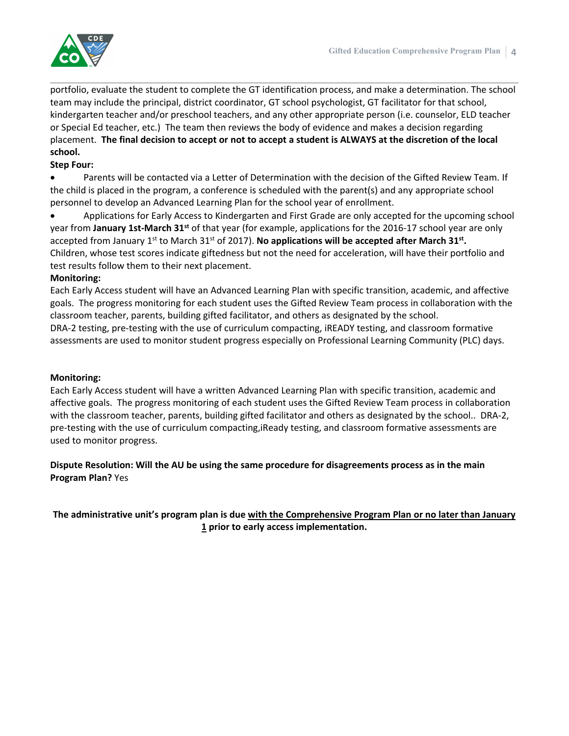portfolio, evaluate the student to complete the GT identification process, and make a determination. The school team may include the principal, district coordinator, GT school psychologist, GT facilitator for that school, kindergarten teacher and/or preschool teachers, and any other appropriate person (i.e. counselor, ELD teacher or Special Ed teacher, etc.) The team then reviews the body of evidence and makes a decision regarding placement. **The final decision to accept or not to accept a student is ALWAYS at the discretion of the local school.**

**Step Four:**

- Parents will be contacted via a Letter of Determination with the decision of the Gifted Review Team. If the child is placed in the program, a conference is scheduled with the parent(s) and any appropriate school personnel to develop an Advanced Learning Plan for the school year of enrollment.
- Applications for Early Access to Kindergarten and First Grade are only accepted for the upcoming school year from **January 1st-March 31st** of that year (for example, applications for the 2016-17 school year are only accepted from January 1st to March 31st of 2017). **No applications will be accepted after March 31st.**

Children, whose test scores indicate giftedness but not the need for acceleration, will have their portfolio and test results follow them to their next placement.

**Monitoring:**

Each Early Access student will have an Advanced Learning Plan with specific transition, academic, and affective goals. The progress monitoring for each student uses the Gifted Review Team process in collaboration with the classroom teacher, parents, building gifted facilitator, and others as designated by the school.

DRA-2 testing, pre-testing with the use of curriculum compacting, iREADY testing, and classroom formative assessments are used to monitor student progress especially on Professional Learning Community (PLC) days.

**Monitoring:**

Each Early Access student will have a written Advanced Learning Plan with specific transition, academic and affective goals. The progress monitoring of each student uses the Gifted Review Team process in collaboration with the classroom teacher, parents, building gifted facilitator and others as designated by the school.. DRA-2, pre-testing with the use of curriculum compacting,iReady testing, and classroom formative assessments are used to monitor progress.

**Dispute Resolution: Will the AU be using the same procedure for disagreements process as in the main Program Plan?** Yes

**The administrative unit's program plan is due with the Comprehensive Program Plan or no later than January 1 prior to early access implementation.**